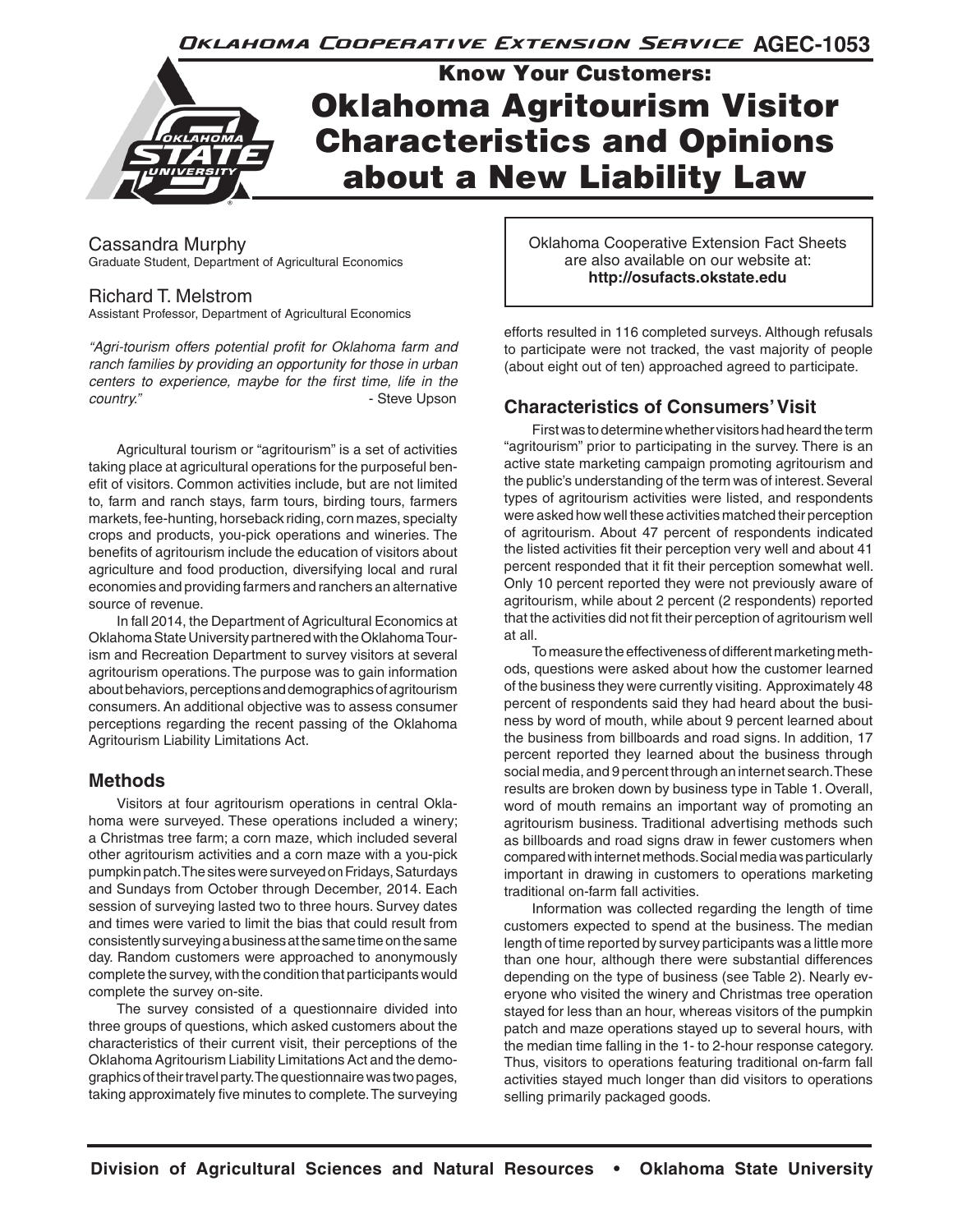Oklahoma Cooperative Extension Service AGEC-1053

# Know Your Customers: Oklahoma Agritourism Visitor Characteristics and Opinions about a New Liability Law

Cassandra Murphy
Graduate Student, Department of Agricultural Economics

Richard T. Melstrom
Assistant Professor, Department of Agricultural Economics

Oklahoma Cooperative Extension Fact Sheets are also available on our website at: **http://osufacts.okstate.edu**

*"Agri-tourism offers potential profit for Oklahoma farm and ranch families by providing an opportunity for those in urban centers to experience, maybe for the first time, life in the country."* - Steve Upson

Agricultural tourism or "agritourism" is a set of activities taking place at agricultural operations for the purposeful benefit of visitors. Common activities include, but are not limited to, farm and ranch stays, farm tours, birding tours, farmers markets, fee-hunting, horseback riding, corn mazes, specialty crops and products, you-pick operations and wineries. The benefits of agritourism include the education of visitors about agriculture and food production, diversifying local and rural economies and providing farmers and ranchers an alternative source of revenue.

In fall 2014, the Department of Agricultural Economics at Oklahoma State University partnered with the Oklahoma Tourism and Recreation Department to survey visitors at several agritourism operations. The purpose was to gain information about behaviors, perceptions and demographics of agritourism consumers. An additional objective was to assess consumer perceptions regarding the recent passing of the Oklahoma Agritourism Liability Limitations Act.

## Methods

Visitors at four agritourism operations in central Oklahoma were surveyed. These operations included a winery; a Christmas tree farm; a corn maze, which included several other agritourism activities and a corn maze with a you-pick pumpkin patch. The sites were surveyed on Fridays, Saturdays and Sundays from October through December, 2014. Each session of surveying lasted two to three hours. Survey dates and times were varied to limit the bias that could result from consistently surveying a business at the same time on the same day. Random customers were approached to anonymously complete the survey, with the condition that participants would complete the survey on-site.

The survey consisted of a questionnaire divided into three groups of questions, which asked customers about the characteristics of their current visit, their perceptions of the Oklahoma Agritourism Liability Limitations Act and the demographics of their travel party. The questionnaire was two pages, taking approximately five minutes to complete. The surveying efforts resulted in 116 completed surveys. Although refusals to participate were not tracked, the vast majority of people (about eight out of ten) approached agreed to participate.

## Characteristics of Consumers' Visit

First was to determine whether visitors had heard the term "agritourism" prior to participating in the survey. There is an active state marketing campaign promoting agritourism and the public's understanding of the term was of interest. Several types of agritourism activities were listed, and respondents were asked how well these activities matched their perception of agritourism. About 47 percent of respondents indicated the listed activities fit their perception very well and about 41 percent responded that it fit their perception somewhat well. Only 10 percent reported they were not previously aware of agritourism, while about 2 percent (2 respondents) reported that the activities did not fit their perception of agritourism well at all.

To measure the effectiveness of different marketing methods, questions were asked about how the customer learned of the business they were currently visiting. Approximately 48 percent of respondents said they had heard about the business by word of mouth, while about 9 percent learned about the business from billboards and road signs. In addition, 17 percent reported they learned about the business through social media, and 9 percent through an internet search. These results are broken down by business type in Table 1. Overall, word of mouth remains an important way of promoting an agritourism business. Traditional advertising methods such as billboards and road signs draw in fewer customers when compared with internet methods. Social media was particularly important in drawing in customers to operations marketing traditional on-farm fall activities.

Information was collected regarding the length of time customers expected to spend at the business. The median length of time reported by survey participants was a little more than one hour, although there were substantial differences depending on the type of business (see Table 2). Nearly everyone who visited the winery and Christmas tree operation stayed for less than an hour, whereas visitors of the pumpkin patch and maze operations stayed up to several hours, with the median time falling in the 1- to 2-hour response category. Thus, visitors to operations featuring traditional on-farm fall activities stayed much longer than did visitors to operations selling primarily packaged goods.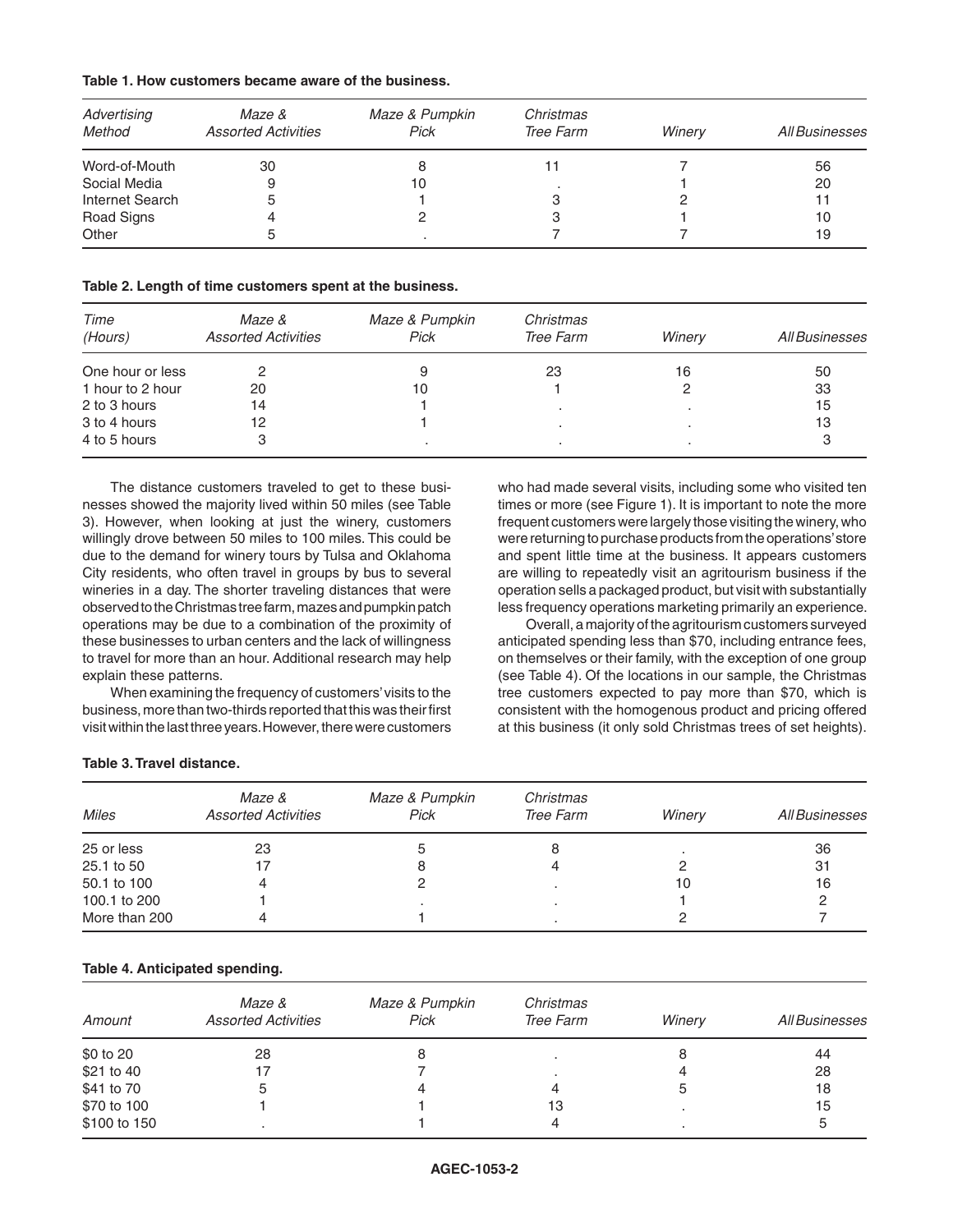**Table 1. How customers became aware of the business.**

| *Advertising Method* | *Maze & Assorted Activities* | *Maze & Pumpkin Pick* | *Christmas Tree Farm* | *Winery* | *All Businesses* |
|---|---|---|---|---|---|
| Word-of-Mouth | 30 | 8 | 11 | 7 | 56 |
| Social Media | 9 | 10 | . | 1 | 20 |
| Internet Search | 5 | 1 | 3 | 2 | 11 |
| Road Signs | 4 | 2 | 3 | 1 | 10 |
| Other | 5 | . | 7 | 7 | 19 |

**Table 2. Length of time customers spent at the business.**

| *Time (Hours)* | *Maze & Assorted Activities* | *Maze & Pumpkin Pick* | *Christmas Tree Farm* | *Winery* | *All Businesses* |
|---|---|---|---|---|---|
| One hour or less | 2 | 9 | 23 | 16 | 50 |
| 1 hour to 2 hour | 20 | 10 | 1 | 2 | 33 |
| 2 to 3 hours | 14 | 1 | . | . | 15 |
| 3 to 4 hours | 12 | 1 | . | . | 13 |
| 4 to 5 hours | 3 | . | . | . | 3 |

The distance customers traveled to get to these businesses showed the majority lived within 50 miles (see Table 3). However, when looking at just the winery, customers willingly drove between 50 miles to 100 miles. This could be due to the demand for winery tours by Tulsa and Oklahoma City residents, who often travel in groups by bus to several wineries in a day. The shorter traveling distances that were observed to the Christmas tree farm, mazes and pumpkin patch operations may be due to a combination of the proximity of these businesses to urban centers and the lack of willingness to travel for more than an hour. Additional research may help explain these patterns.

When examining the frequency of customers' visits to the business, more than two-thirds reported that this was their first visit within the last three years. However, there were customers who had made several visits, including some who visited ten times or more (see Figure 1). It is important to note the more frequent customers were largely those visiting the winery, who were returning to purchase products from the operations' store and spent little time at the business. It appears customers are willing to repeatedly visit an agritourism business if the operation sells a packaged product, but visit with substantially less frequency operations marketing primarily an experience.

Overall, a majority of the agritourism customers surveyed anticipated spending less than $70, including entrance fees, on themselves or their family, with the exception of one group (see Table 4). Of the locations in our sample, the Christmas tree customers expected to pay more than $70, which is consistent with the homogenous product and pricing offered at this business (it only sold Christmas trees of set heights).

**Table 3. Travel distance.**

| *Miles* | *Maze & Assorted Activities* | *Maze & Pumpkin Pick* | *Christmas Tree Farm* | *Winery* | *All Businesses* |
|---|---|---|---|---|---|
| 25 or less | 23 | 5 | 8 | . | 36 |
| 25.1 to 50 | 17 | 8 | 4 | 2 | 31 |
| 50.1 to 100 | 4 | 2 | . | 10 | 16 |
| 100.1 to 200 | 1 | . | . | 1 | 2 |
| More than 200 | 4 | 1 | . | 2 | 7 |

**Table 4. Anticipated spending.**

| *Amount* | *Maze & Assorted Activities* | *Maze & Pumpkin Pick* | *Christmas Tree Farm* | *Winery* | *All Businesses* |
|---|---|---|---|---|---|
| $0 to 20 | 28 | 8 | . | 8 | 44 |
| $21 to 40 | 17 | 7 | . | 4 | 28 |
| $41 to 70 | 5 | 4 | 4 | 5 | 18 |
| $70 to 100 | 1 | 1 | 13 | . | 15 |
| $100 to 150 | . | 1 | 4 | . | 5 |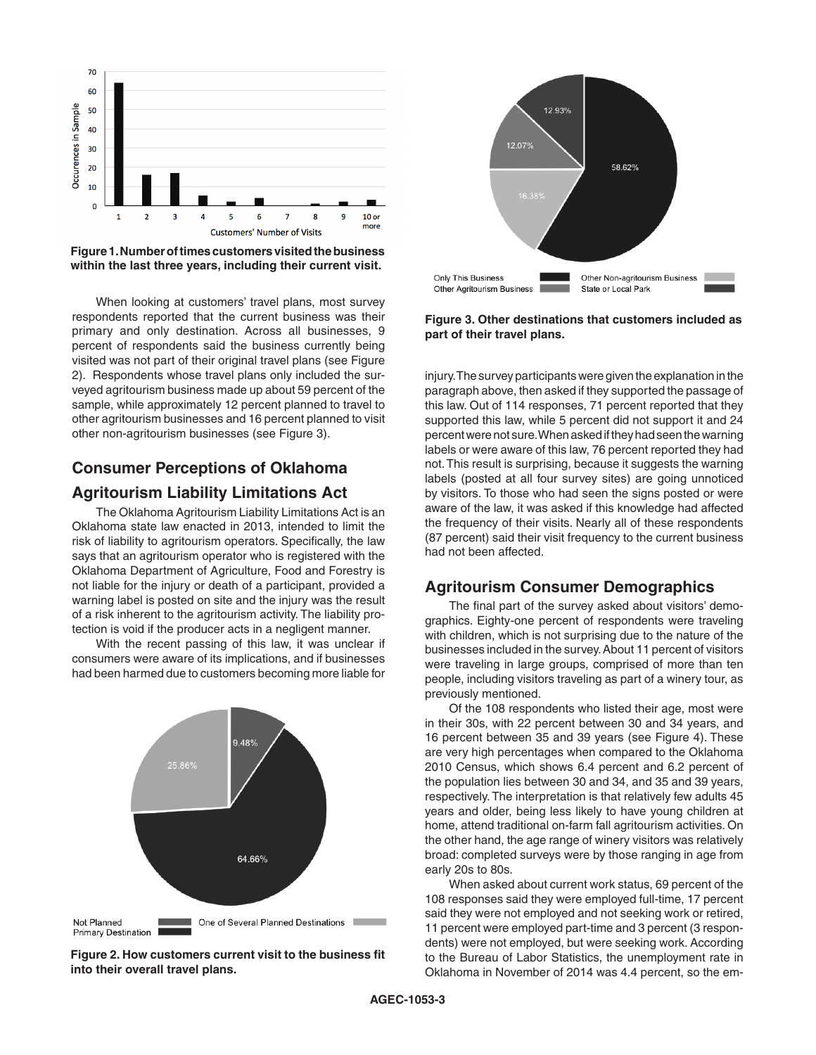Figure 1. Number of times customers visited the business within the last three years, including their current visit.

When looking at customers' travel plans, most survey respondents reported that the current business was their primary and only destination. Across all businesses, 9 percent of respondents said the business currently being visited was not part of their original travel plans (see Figure 2). Respondents whose travel plans only included the surveyed agritourism business made up about 59 percent of the sample, while approximately 12 percent planned to travel to other agritourism businesses and 16 percent planned to visit other non-agritourism businesses (see Figure 3).

## Consumer Perceptions of Oklahoma Agritourism Liability Limitations Act

The Oklahoma Agritourism Liability Limitations Act is an Oklahoma state law enacted in 2013, intended to limit the risk of liability to agritourism operators. Specifically, the law says that an agritourism operator who is registered with the Oklahoma Department of Agriculture, Food and Forestry is not liable for the injury or death of a participant, provided a warning label is posted on site and the injury was the result of a risk inherent to the agritourism activity. The liability protection is void if the producer acts in a negligent manner.

With the recent passing of this law, it was unclear if consumers were aware of its implications, and if businesses had been harmed due to customers becoming more liable for injury. The survey participants were given the explanation in the paragraph above, then asked if they supported the passage of this law. Out of 114 responses, 71 percent reported that they supported this law, while 5 percent did not support it and 24 percent were not sure. When asked if they had seen the warning labels or were aware of this law, 76 percent reported they had not. This result is surprising, because it suggests the warning labels (posted at all four survey sites) are going unnoticed by visitors. To those who had seen the signs posted or were aware of the law, it was asked if this knowledge had affected the frequency of their visits. Nearly all of these respondents (87 percent) said their visit frequency to the current business had not been affected.

Figure 2. How customers current visit to the business fit into their overall travel plans.

Figure 3. Other destinations that customers included as part of their travel plans.

## Agritourism Consumer Demographics

The final part of the survey asked about visitors' demographics. Eighty-one percent of respondents were traveling with children, which is not surprising due to the nature of the businesses included in the survey. About 11 percent of visitors were traveling in large groups, comprised of more than ten people, including visitors traveling as part of a winery tour, as previously mentioned.

Of the 108 respondents who listed their age, most were in their 30s, with 22 percent between 30 and 34 years, and 16 percent between 35 and 39 years (see Figure 4). These are very high percentages when compared to the Oklahoma 2010 Census, which shows 6.4 percent and 6.2 percent of the population lies between 30 and 34, and 35 and 39 years, respectively. The interpretation is that relatively few adults 45 years and older, being less likely to have young children at home, attend traditional on-farm fall agritourism activities. On the other hand, the age range of winery visitors was relatively broad: completed surveys were by those ranging in age from early 20s to 80s.

When asked about current work status, 69 percent of the 108 responses said they were employed full-time, 17 percent said they were not employed and not seeking work or retired, 11 percent were employed part-time and 3 percent (3 respondents) were not employed, but were seeking work. According to the Bureau of Labor Statistics, the unemployment rate in Oklahoma in November of 2014 was 4.4 percent, so the em-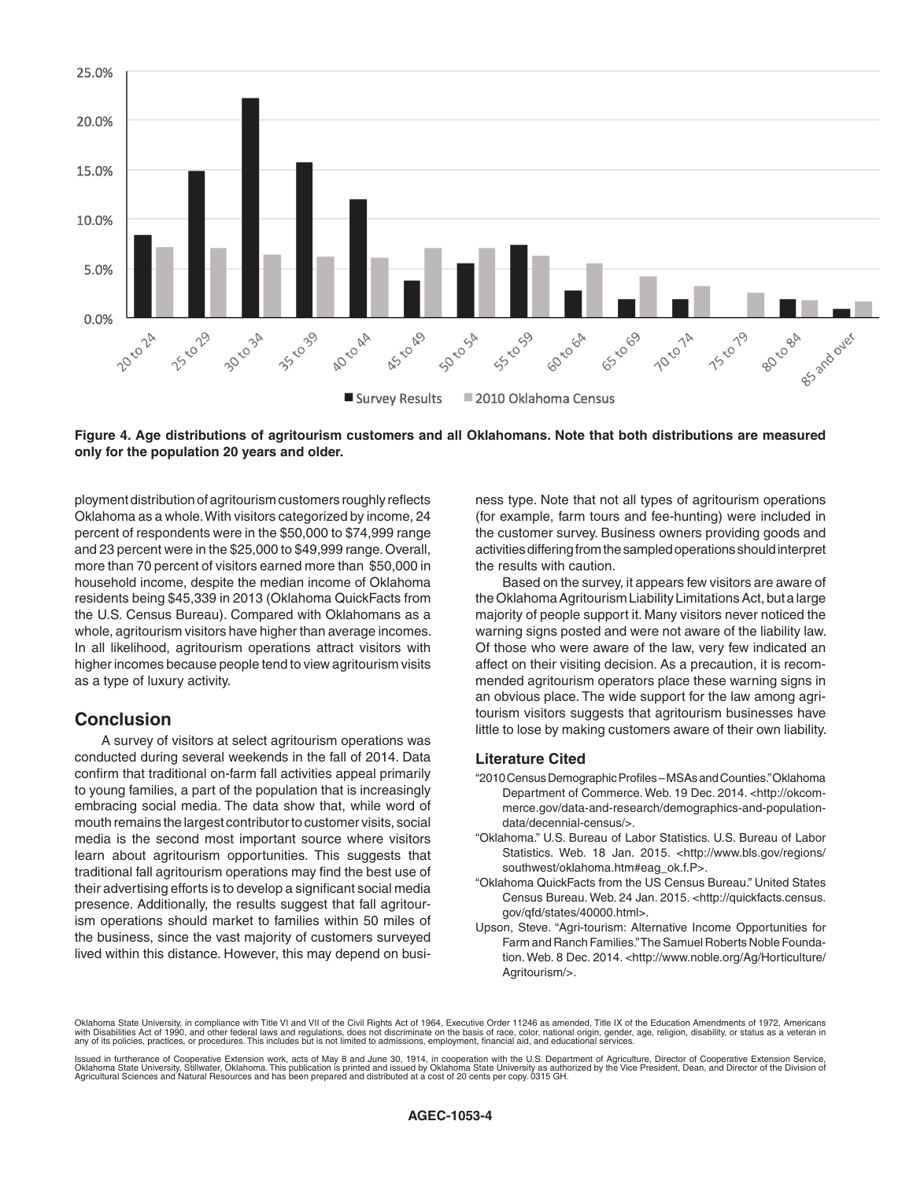25.0%
20.0%
15.0%
10.0%
5.0%
0.0%

20 to 24
25 to 29
30 to 34
35 to 39
40 to 44
45 to 49
50 to 54
55 to 59
60 to 64
65 to 69
70 to 74
75 to 79
80 to 84
85 and over

Survey Results
2010 Oklahoma Census

**Figure 4. Age distributions of agritourism customers and all Oklahomans. Note that both distributions are measured only for the population 20 years and older.**

ployment distribution of agritourism customers roughly reflects Oklahoma as a whole. With visitors categorized by income, 24 percent of respondents were in the $50,000 to $74,999 range and 23 percent were in the $25,000 to $49,999 range. Overall, more than 70 percent of visitors earned more than $50,000 in household income, despite the median income of Oklahoma residents being $45,339 in 2013 (Oklahoma QuickFacts from the U.S. Census Bureau). Compared with Oklahomans as a whole, agritourism visitors have higher than average incomes. In all likelihood, agritourism operations attract visitors with higher incomes because people tend to view agritourism visits as a type of luxury activity.

## Conclusion

A survey of visitors at select agritourism operations was conducted during several weekends in the fall of 2014. Data confirm that traditional on-farm fall activities appeal primarily to young families, a part of the population that is increasingly embracing social media. The data show that, while word of mouth remains the largest contributor to customer visits, social media is the second most important source where visitors learn about agritourism opportunities. This suggests that traditional fall agritourism operations may find the best use of their advertising efforts is to develop a significant social media presence. Additionally, the results suggest that fall agritourism operations should market to families within 50 miles of the business, since the vast majority of customers surveyed lived within this distance. However, this may depend on business type. Note that not all types of agritourism operations (for example, farm tours and fee-hunting) were included in the customer survey. Business owners providing goods and activities differing from the sampled operations should interpret the results with caution.

Based on the survey, it appears few visitors are aware of the Oklahoma Agritourism Liability Limitations Act, but a large majority of people support it. Many visitors never noticed the warning signs posted and were not aware of the liability law. Of those who were aware of the law, very few indicated an affect on their visiting decision. As a precaution, it is recommended agritourism operators place these warning signs in an obvious place. The wide support for the law among agritourism visitors suggests that agritourism businesses have little to lose by making customers aware of their own liability.

### Literature Cited

"2010 Census Demographic Profiles – MSAs and Counties." Oklahoma Department of Commerce. Web. 19 Dec. 2014. <http://okcommerce.gov/data-and-research/demographics-and-population-data/decennial-census/>.

"Oklahoma." U.S. Bureau of Labor Statistics. U.S. Bureau of Labor Statistics. Web. 18 Jan. 2015. <http://www.bls.gov/regions/southwest/oklahoma.htm#eag_ok.f.P>.

"Oklahoma QuickFacts from the US Census Bureau." United States Census Bureau. Web. 24 Jan. 2015. <http://quickfacts.census.gov/qfd/states/40000.html>.

Upson, Steve. "Agri-tourism: Alternative Income Opportunities for Farm and Ranch Families." The Samuel Roberts Noble Foundation. Web. 8 Dec. 2014. <http://www.noble.org/Ag/Horticulture/Agritourism/>.

Oklahoma State University, in compliance with Title VI and VII of the Civil Rights Act of 1964, Executive Order 11246 as amended, Title IX of the Education Amendments of 1972, Americans with Disabilities Act of 1990, and other federal laws and regulations, does not discriminate on the basis of race, color, national origin, gender, age, religion, disability, or status as a veteran in any of its policies, practices, or procedures. This includes but is not limited to admissions, employment, financial aid, and educational services.

Issued in furtherance of Cooperative Extension work, acts of May 8 and June 30, 1914, in cooperation with the U.S. Department of Agriculture, Director of Cooperative Extension Service, Oklahoma State University, Stillwater, Oklahoma. This publication is printed and issued by Oklahoma State University as authorized by the Vice President, Dean, and Director of the Division of Agricultural Sciences and Natural Resources and has been prepared and distributed at a cost of 20 cents per copy. 0315 GH.